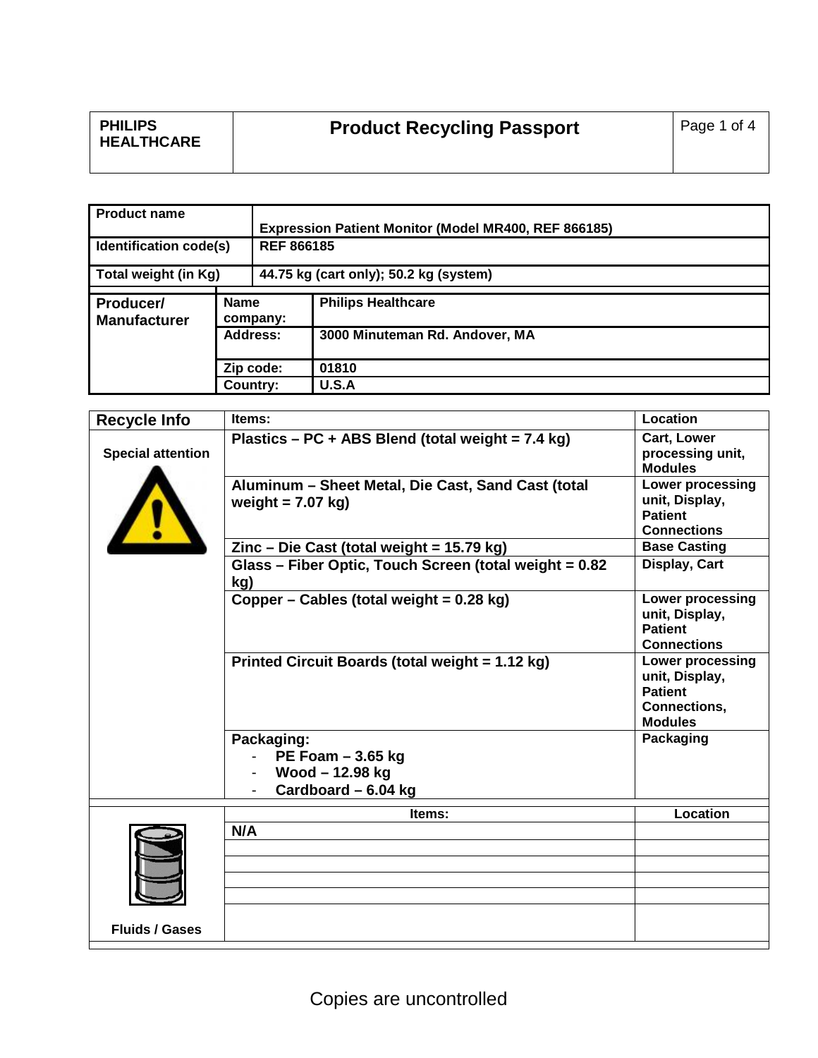| PHILIPS HEALTHCARE | Product Recycling Passport |
|---|---|

| Product name | Expression Patient Monitor (Model MR400, REF 866185) |
|---|---|
| Identification code(s) | REF 866185 |
| Total weight (in Kg) | 44.75 kg (cart only); 50.2 kg (system) |

| Producer/ Manufacturer | | |
|---|---|---|
| | Name company: | Philips Healthcare |
| | Address: | 3000 Minuteman Rd. Andover, MA |
| | Zip code: | 01810 |
| | Country: | U.S.A |

| Recycle Info | Items: | Location |
|---|---|---|
| Special attention | Plastics – PC + ABS Blend (total weight = 7.4 kg) | Cart, Lower processing unit, Modules |
| | Aluminum – Sheet Metal, Die Cast, Sand Cast (total weight = 7.07 kg) | Lower processing unit, Display, Patient Connections |
| | Zinc – Die Cast (total weight = 15.79 kg) | Base Casting |
| | Glass – Fiber Optic, Touch Screen (total weight = 0.82 kg) | Display, Cart |
| | Copper – Cables (total weight = 0.28 kg) | Lower processing unit, Display, Patient Connections |
| | Printed Circuit Boards (total weight = 1.12 kg) | Lower processing unit, Display, Patient Connections, Modules |
| | Packaging:<br>- PE Foam – 3.65 kg<br>- Wood – 12.98 kg<br>- Cardboard – 6.04 kg | Packaging |

| Fluids / Gases | Items: | Location |
|---|---|---|
| | N/A | |

Copies are uncontrolled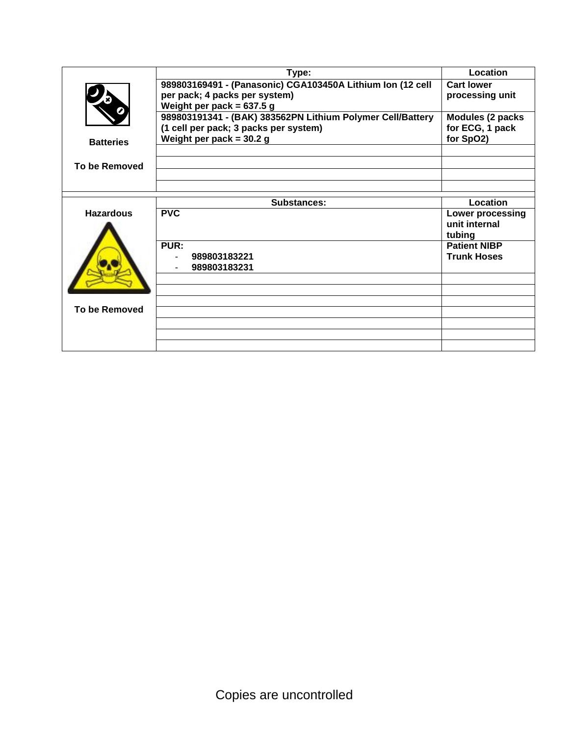| Batteries<br><br>To be Removed | Type: | Location |
|---|---|---|
| | **989803169491 - (Panasonic) CGA103450A Lithium Ion (12 cell per pack; 4 packs per system)**<br>**Weight per pack = 637.5 g** | **Cart lower processing unit** |
| | **989803191341 - (BAK) 383562PN Lithium Polymer Cell/Battery (1 cell per pack; 3 packs per system)**<br>**Weight per pack = 30.2 g** | **Modules (2 packs for ECG, 1 pack for SpO2)** |
| | | |
| | | |
| | | |
| | | |

| Hazardous<br><br>To be Removed | Substances: | Location |
|---|---|---|
| | **PVC** | **Lower processing unit internal tubing** |
| | **PUR:**<br>- **989803183221**<br>- **989803183231** | **Patient NIBP Trunk Hoses** |
| | | |
| | | |
| | | |
| | | |
| | | |
| | | |
| | | |

Copies are uncontrolled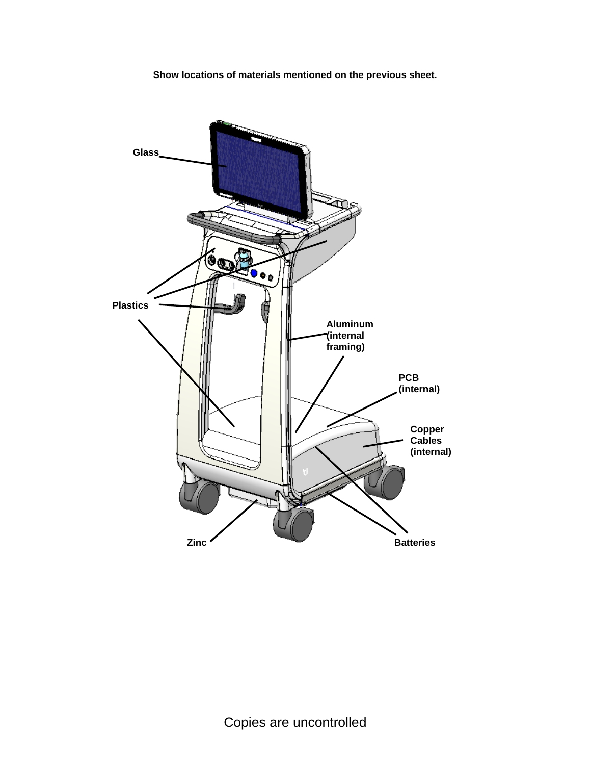**Show locations of materials mentioned on the previous sheet.**

Glass

Plastics

Aluminum (internal framing)

PCB (internal)

Copper Cables (internal)

Zinc

Batteries

Copies are uncontrolled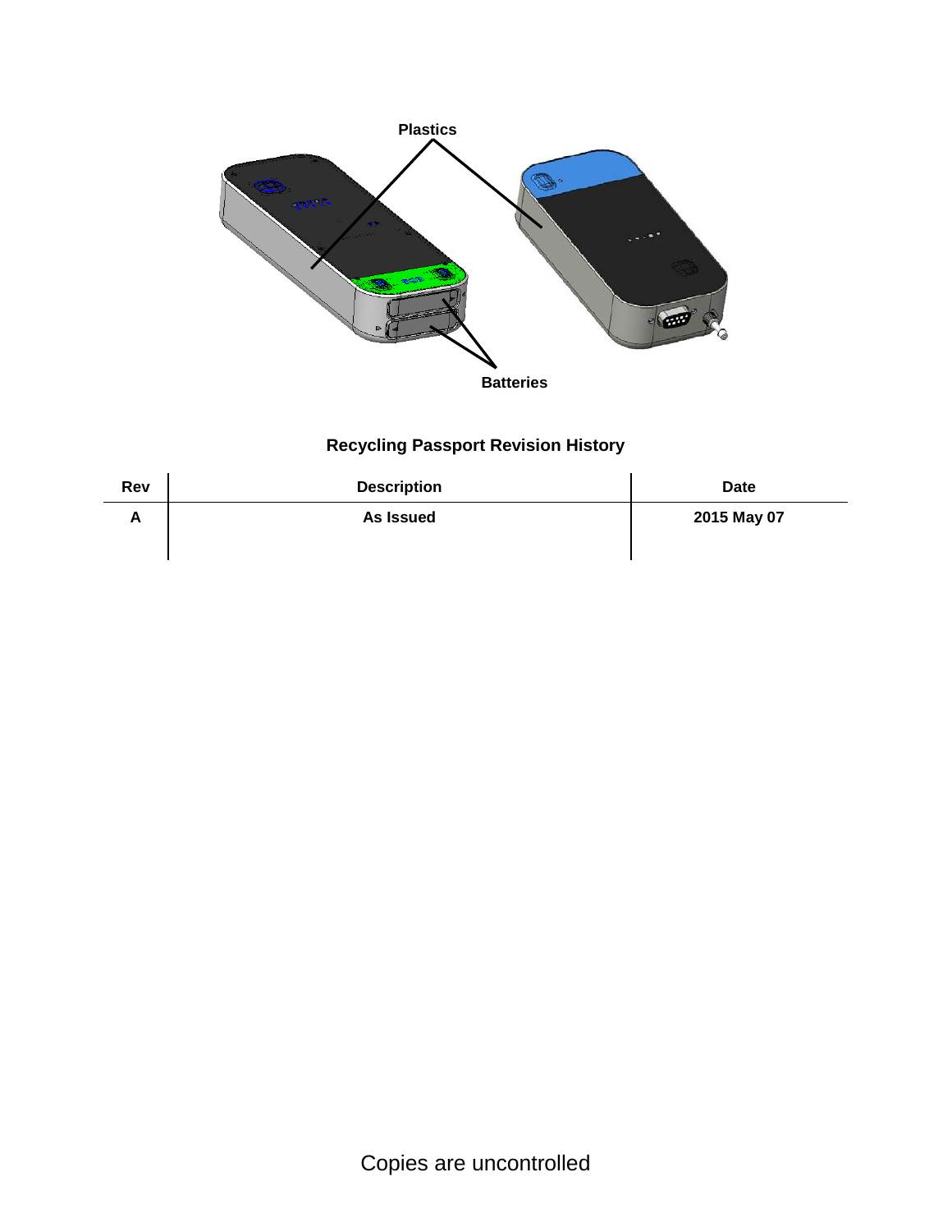Plastics

Batteries

**Recycling Passport Revision History**

| Rev | Description | Date |
|---|---|---|
| A | As Issued | 2015 May 07 |

Copies are uncontrolled